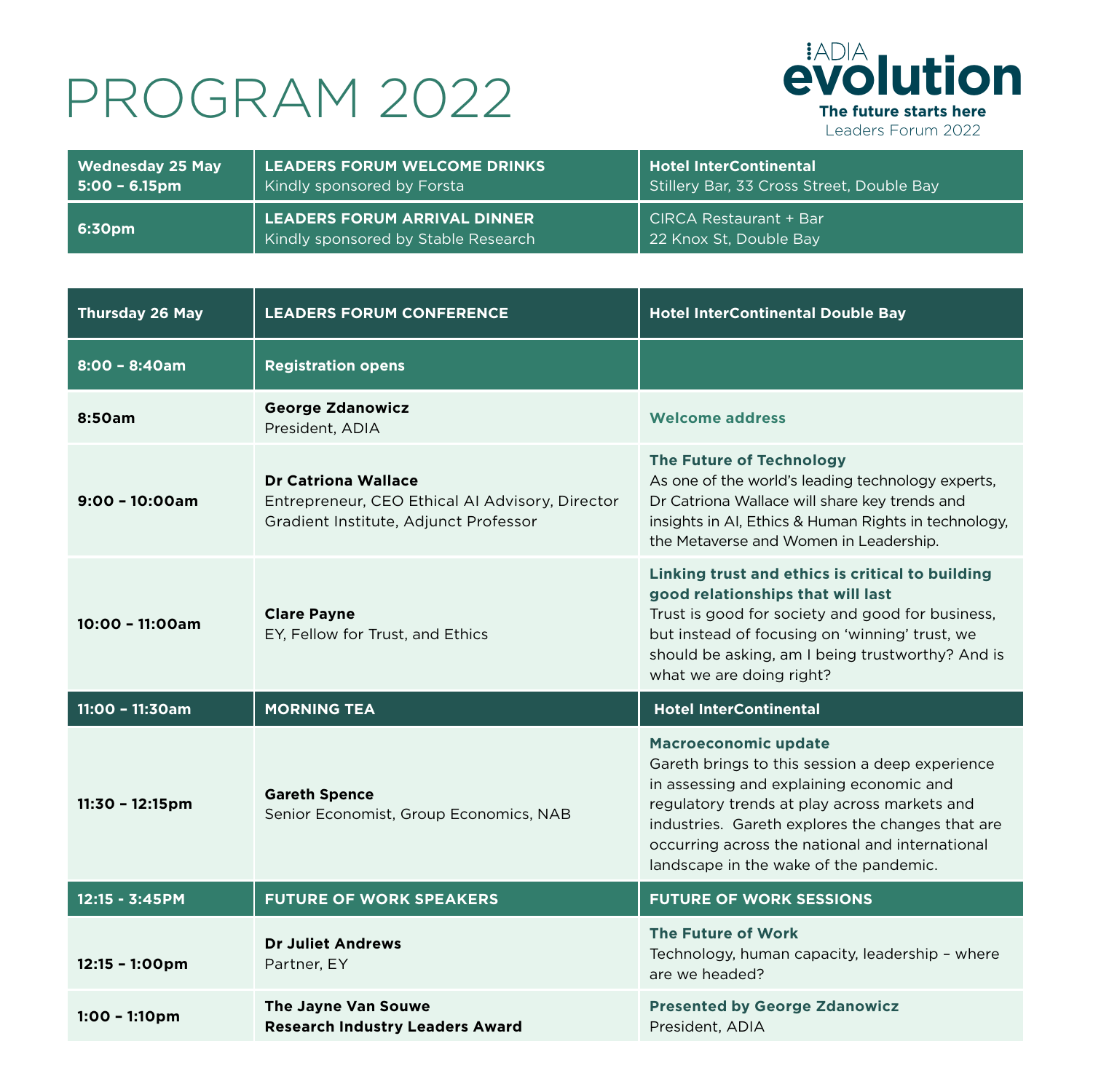# PROGRAM 2022

**ADIA evolution**
**The future starts here**
Leaders Forum 2022

| Wednesday 25 May 5:00 – 6.15pm | LEADERS FORUM WELCOME DRINKS Kindly sponsored by Forsta | Hotel InterContinental Stillery Bar, 33 Cross Street, Double Bay |
|---|---|---|
| 6:30pm | LEADERS FORUM ARRIVAL DINNER Kindly sponsored by Stable Research | CIRCA Restaurant + Bar 22 Knox St, Double Bay |

| Thursday 26 May | LEADERS FORUM CONFERENCE | Hotel InterContinental Double Bay |
|---|---|---|
| 8:00 – 8:40am | Registration opens | |
| 8:50am | **George Zdanowicz** President, ADIA | **Welcome address** |
| 9:00 – 10:00am | **Dr Catriona Wallace** Entrepreneur, CEO Ethical AI Advisory, Director Gradient Institute, Adjunct Professor | **The Future of Technology** As one of the world's leading technology experts, Dr Catriona Wallace will share key trends and insights in AI, Ethics & Human Rights in technology, the Metaverse and Women in Leadership. |
| 10:00 – 11:00am | **Clare Payne** EY, Fellow for Trust, and Ethics | **Linking trust and ethics is critical to building good relationships that will last** Trust is good for society and good for business, but instead of focusing on 'winning' trust, we should be asking, am I being trustworthy? And is what we are doing right? |
| 11:00 – 11:30am | MORNING TEA | Hotel InterContinental |
| 11:30 – 12:15pm | **Gareth Spence** Senior Economist, Group Economics, NAB | **Macroeconomic update** Gareth brings to this session a deep experience in assessing and explaining economic and regulatory trends at play across markets and industries. Gareth explores the changes that are occurring across the national and international landscape in the wake of the pandemic. |
| 12:15 - 3:45PM | FUTURE OF WORK SPEAKERS | FUTURE OF WORK SESSIONS |
| 12:15 – 1:00pm | **Dr Juliet Andrews** Partner, EY | **The Future of Work** Technology, human capacity, leadership – where are we headed? |
| 1:00 – 1:10pm | **The Jayne Van Souwe Research Industry Leaders Award** | **Presented by George Zdanowicz** President, ADIA |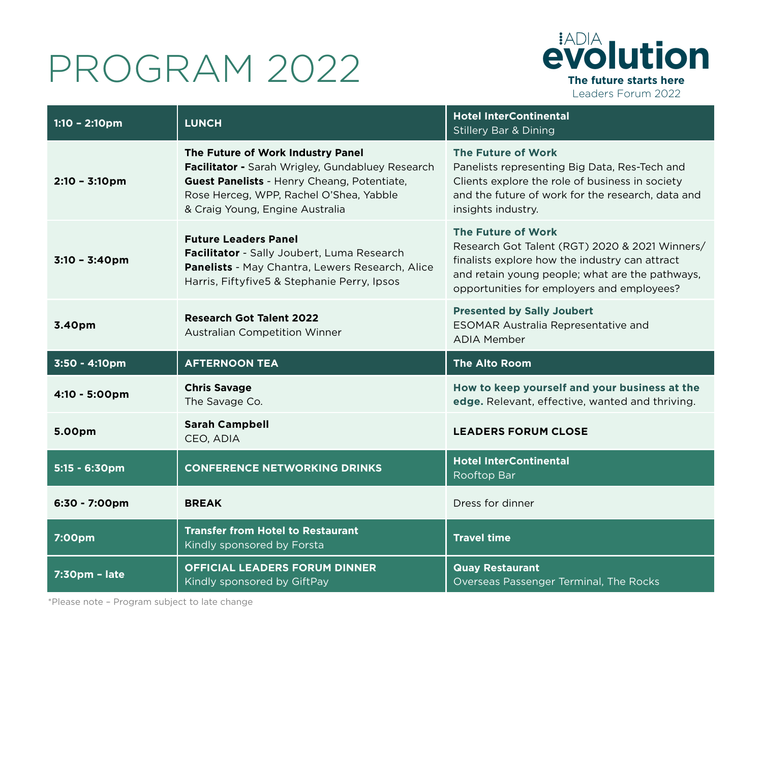# PROGRAM 2022

ADIA **evolution**
**The future starts here**
Leaders Forum 2022

| | | |
|---|---|---|
| **1:10 – 2:10pm** | **LUNCH** | **Hotel InterContinental**<br>Stillery Bar & Dining |
| **2:10 – 3:10pm** | **The Future of Work Industry Panel**<br>**Facilitator -** Sarah Wrigley, Gundabluey Research<br>**Guest Panelists** - Henry Cheang, Potentiate, Rose Herceg, WPP, Rachel O'Shea, Yabble & Craig Young, Engine Australia | **The Future of Work**<br>Panelists representing Big Data, Res-Tech and Clients explore the role of business in society and the future of work for the research, data and insights industry. |
| **3:10 – 3:40pm** | **Future Leaders Panel**<br>**Facilitator** - Sally Joubert, Luma Research<br>**Panelists** - May Chantra, Lewers Research, Alice Harris, Fiftyfive5 & Stephanie Perry, Ipsos | **The Future of Work**<br>Research Got Talent (RGT) 2020 & 2021 Winners/finalists explore how the industry can attract and retain young people; what are the pathways, opportunities for employers and employees? |
| **3.40pm** | **Research Got Talent 2022**<br>Australian Competition Winner | **Presented by Sally Joubert**<br>ESOMAR Australia Representative and ADIA Member |
| **3:50 - 4:10pm** | **AFTERNOON TEA** | **The Alto Room** |
| **4:10 - 5:00pm** | **Chris Savage**<br>The Savage Co. | **How to keep yourself and your business at the edge.** Relevant, effective, wanted and thriving. |
| **5.00pm** | **Sarah Campbell**<br>CEO, ADIA | **LEADERS FORUM CLOSE** |
| **5:15 - 6:30pm** | **CONFERENCE NETWORKING DRINKS** | **Hotel InterContinental**<br>Rooftop Bar |
| **6:30 - 7:00pm** | **BREAK** | Dress for dinner |
| **7:00pm** | **Transfer from Hotel to Restaurant**<br>Kindly sponsored by Forsta | **Travel time** |
| **7:30pm – late** | **OFFICIAL LEADERS FORUM DINNER**<br>Kindly sponsored by GiftPay | **Quay Restaurant**<br>Overseas Passenger Terminal, The Rocks |

*Please note – Program subject to late change